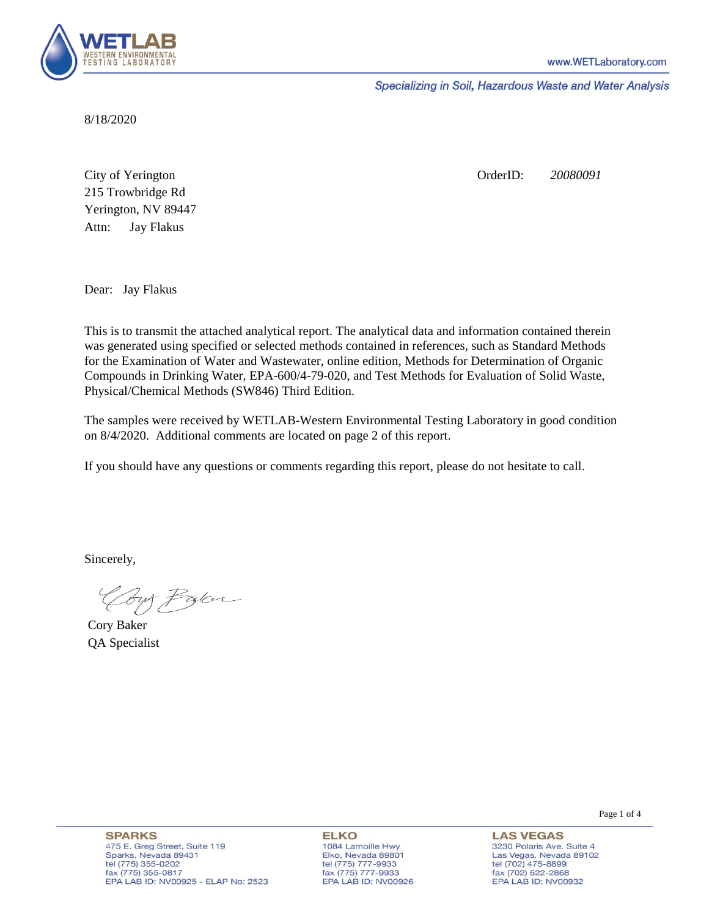WETLAB
WESTERN ENVIRONMENTAL TESTING LABORATORY

www.WETLaboratory.com

*Specializing in Soil, Hazardous Waste and Water Analysis*

8/18/2020

City of Yerington
215 Trowbridge Rd
Yerington, NV 89447
Attn: Jay Flakus

OrderID: *20080091*

Dear: Jay Flakus

This is to transmit the attached analytical report. The analytical data and information contained therein was generated using specified or selected methods contained in references, such as Standard Methods for the Examination of Water and Wastewater, online edition, Methods for Determination of Organic Compounds in Drinking Water, EPA-600/4-79-020, and Test Methods for Evaluation of Solid Waste, Physical/Chemical Methods (SW846) Third Edition.

The samples were received by WETLAB-Western Environmental Testing Laboratory in good condition on 8/4/2020. Additional comments are located on page 2 of this report.

If you should have any questions or comments regarding this report, please do not hesitate to call.

Sincerely,

Cory Baker
QA Specialist

**SPARKS**
475 E. Greg Street, Suite 119
Sparks, Nevada 89431
tel (775) 355-0202
fax (775) 355-0817
EPA LAB ID: NV00925 - ELAP No: 2523

**ELKO**
1084 Lamoille Hwy
Elko, Nevada 89801
tel (775) 777-9933
fax (775) 777-9933
EPA LAB ID: NV00926

**LAS VEGAS**
3230 Polaris Ave. Suite 4
Las Vegas, Nevada 89102
tel (702) 475-8899
fax (702) 622-2868
EPA LAB ID: NV00932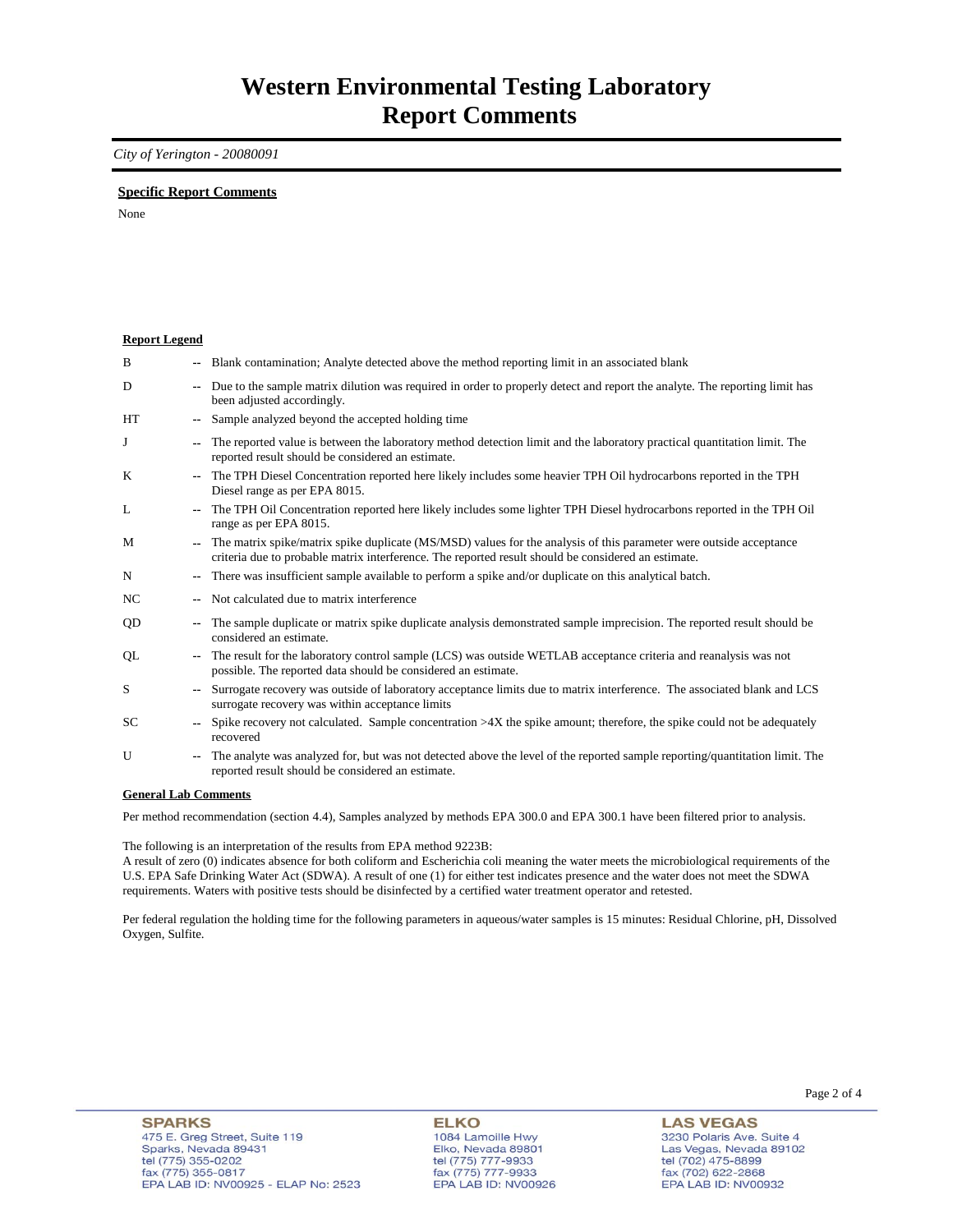# Western Environmental Testing Laboratory
# Report Comments

*City of Yerington - 20080091*

**Specific Report Comments**

None

**Report Legend**

| | | |
|---|---|---|
| B | -- | Blank contamination; Analyte detected above the method reporting limit in an associated blank |
| D | -- | Due to the sample matrix dilution was required in order to properly detect and report the analyte. The reporting limit has been adjusted accordingly. |
| HT | -- | Sample analyzed beyond the accepted holding time |
| J | -- | The reported value is between the laboratory method detection limit and the laboratory practical quantitation limit. The reported result should be considered an estimate. |
| K | -- | The TPH Diesel Concentration reported here likely includes some heavier TPH Oil hydrocarbons reported in the TPH Diesel range as per EPA 8015. |
| L | -- | The TPH Oil Concentration reported here likely includes some lighter TPH Diesel hydrocarbons reported in the TPH Oil range as per EPA 8015. |
| M | -- | The matrix spike/matrix spike duplicate (MS/MSD) values for the analysis of this parameter were outside acceptance criteria due to probable matrix interference. The reported result should be considered an estimate. |
| N | -- | There was insufficient sample available to perform a spike and/or duplicate on this analytical batch. |
| NC | -- | Not calculated due to matrix interference |
| QD | -- | The sample duplicate or matrix spike duplicate analysis demonstrated sample imprecision. The reported result should be considered an estimate. |
| QL | -- | The result for the laboratory control sample (LCS) was outside WETLAB acceptance criteria and reanalysis was not possible. The reported data should be considered an estimate. |
| S | -- | Surrogate recovery was outside of laboratory acceptance limits due to matrix interference. The associated blank and LCS surrogate recovery was within acceptance limits |
| SC | -- | Spike recovery not calculated. Sample concentration >4X the spike amount; therefore, the spike could not be adequately recovered |
| U | -- | The analyte was analyzed for, but was not detected above the level of the reported sample reporting/quantitation limit. The reported result should be considered an estimate. |

**General Lab Comments**

Per method recommendation (section 4.4), Samples analyzed by methods EPA 300.0 and EPA 300.1 have been filtered prior to analysis.

The following is an interpretation of the results from EPA method 9223B:
A result of zero (0) indicates absence for both coliform and Escherichia coli meaning the water meets the microbiological requirements of the U.S. EPA Safe Drinking Water Act (SDWA). A result of one (1) for either test indicates presence and the water does not meet the SDWA requirements. Waters with positive tests should be disinfected by a certified water treatment operator and retested.

Per federal regulation the holding time for the following parameters in aqueous/water samples is 15 minutes: Residual Chlorine, pH, Dissolved Oxygen, Sulfite.

**SPARKS**
475 E. Greg Street, Suite 119
Sparks, Nevada 89431
tel (775) 355-0202
fax (775) 355-0817
EPA LAB ID: NV00925 - ELAP No: 2523

**ELKO**
1084 Lamoille Hwy
Elko, Nevada 89801
tel (775) 777-9933
fax (775) 777-9933
EPA LAB ID: NV00926

**LAS VEGAS**
3230 Polaris Ave. Suite 4
Las Vegas, Nevada 89102
tel (702) 475-8899
fax (702) 622-2868
EPA LAB ID: NV00932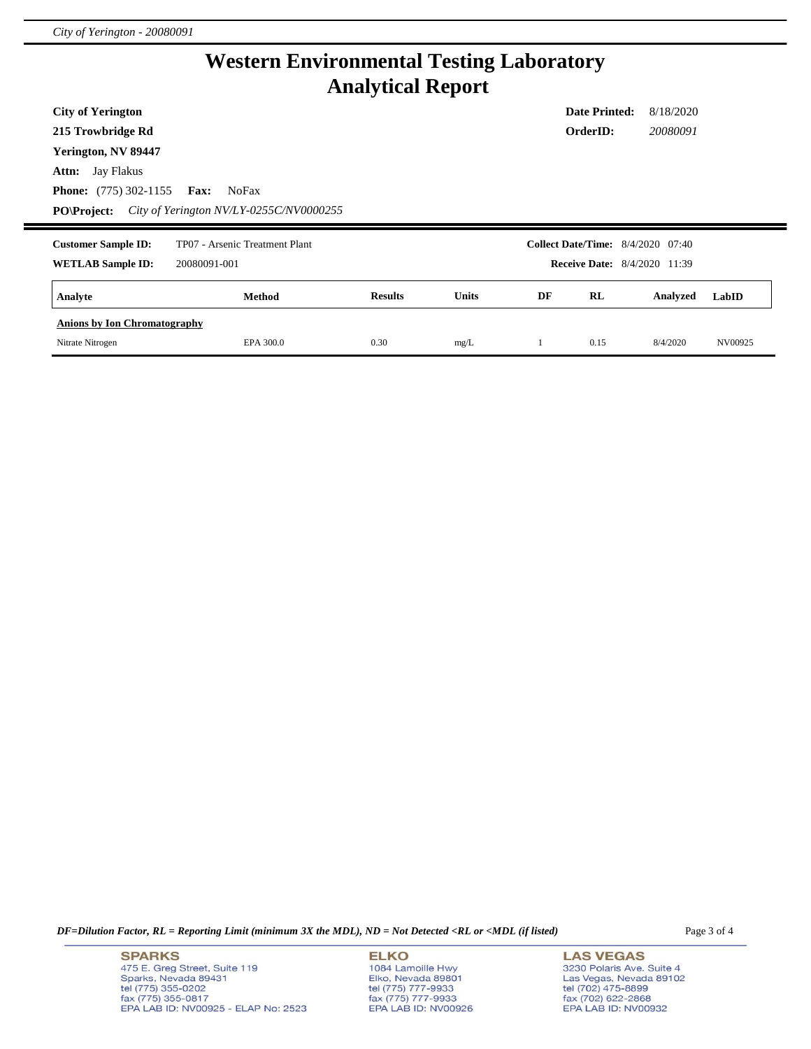# Western Environmental Testing Laboratory
## Analytical Report

**City of Yerington**
**215 Trowbridge Rd**
**Yerington, NV 89447**
**Attn:** Jay Flakus
**Phone:** (775) 302-1155 **Fax:** NoFax
**PO\Project:** *City of Yerington NV/LY-0255C/NV0000255*

**Date Printed:** 8/18/2020
**OrderID:** *20080091*

**Customer Sample ID:** TP07 - Arsenic Treatment Plant
**WETLAB Sample ID:** 20080091-001
**Collect Date/Time:** 8/4/2020 07:40
**Receive Date:** 8/4/2020 11:39

| Analyte | Method | Results | Units | DF | RL | Analyzed | LabID |
|---|---|---|---|---|---|---|---|
| **Anions by Ion Chromatography** | | | | | | | |
| Nitrate Nitrogen | EPA 300.0 | 0.30 | mg/L | 1 | 0.15 | 8/4/2020 | NV00925 |

*DF=Dilution Factor, RL = Reporting Limit (minimum 3X the MDL), ND = Not Detected <RL or <MDL (if listed)*

**SPARKS**
475 E. Greg Street, Suite 119
Sparks, Nevada 89431
tel (775) 355-0202
fax (775) 355-0817
EPA LAB ID: NV00925 - ELAP No: 2523

**ELKO**
1084 Lamoille Hwy
Elko, Nevada 89801
tel (775) 777-9933
fax (775) 777-9933
EPA LAB ID: NV00926

**LAS VEGAS**
3230 Polaris Ave. Suite 4
Las Vegas, Nevada 89102
tel (702) 475-8899
fax (702) 622-2868
EPA LAB ID: NV00932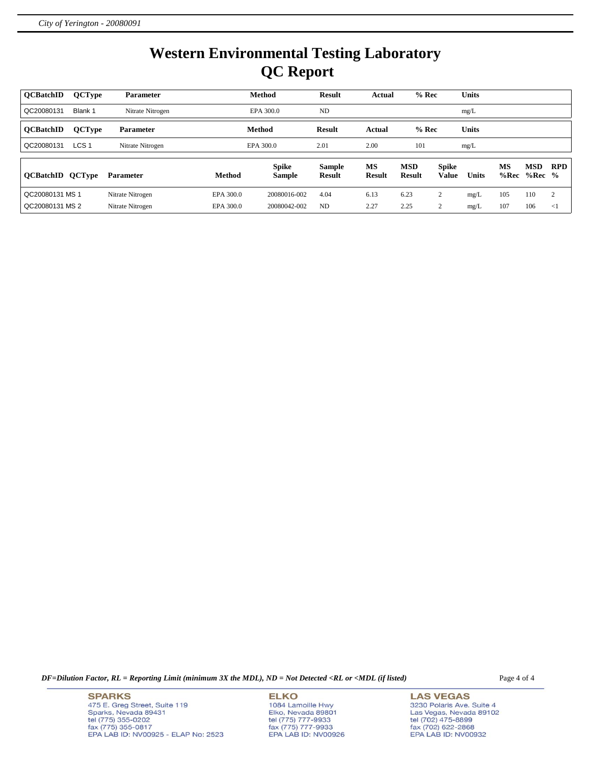# Western Environmental Testing Laboratory
# QC Report

| QCBatchID | QCType | Parameter | Method | Result | Actual | % Rec | Units |
|---|---|---|---|---|---|---|---|
| QC20080131 | Blank 1 | Nitrate Nitrogen | EPA 300.0 | ND | | | mg/L |

| QCBatchID | QCType | Parameter | Method | Result | Actual | % Rec | Units |
|---|---|---|---|---|---|---|---|
| QC20080131 | LCS 1 | Nitrate Nitrogen | EPA 300.0 | 2.01 | 2.00 | 101 | mg/L |

| QCBatchID | QCType | Parameter | Method | Spike Sample | Sample Result | MS Result | MSD Result | Spike Value | Units | MS %Rec | MSD %Rec | RPD % |
|---|---|---|---|---|---|---|---|---|---|---|---|---|
| QC20080131 | MS 1 | Nitrate Nitrogen | EPA 300.0 | 20080016-002 | 4.04 | 6.13 | 6.23 | 2 | mg/L | 105 | 110 | 2 |
| QC20080131 | MS 2 | Nitrate Nitrogen | EPA 300.0 | 20080042-002 | ND | 2.27 | 2.25 | 2 | mg/L | 107 | 106 | <1 |

*DF=Dilution Factor, RL = Reporting Limit (minimum 3X the MDL), ND = Not Detected <RL or <MDL (if listed)*

**SPARKS**
475 E. Greg Street, Suite 119
Sparks, Nevada 89431
tel (775) 355-0202
fax (775) 355-0817
EPA LAB ID: NV00925 - ELAP No: 2523

**ELKO**
1084 Lamoille Hwy
Elko, Nevada 89801
tel (775) 777-9933
fax (775) 777-9933
EPA LAB ID: NV00926

**LAS VEGAS**
3230 Polaris Ave. Suite 4
Las Vegas, Nevada 89102
tel (702) 475-8899
fax (702) 622-2868
EPA LAB ID: NV00932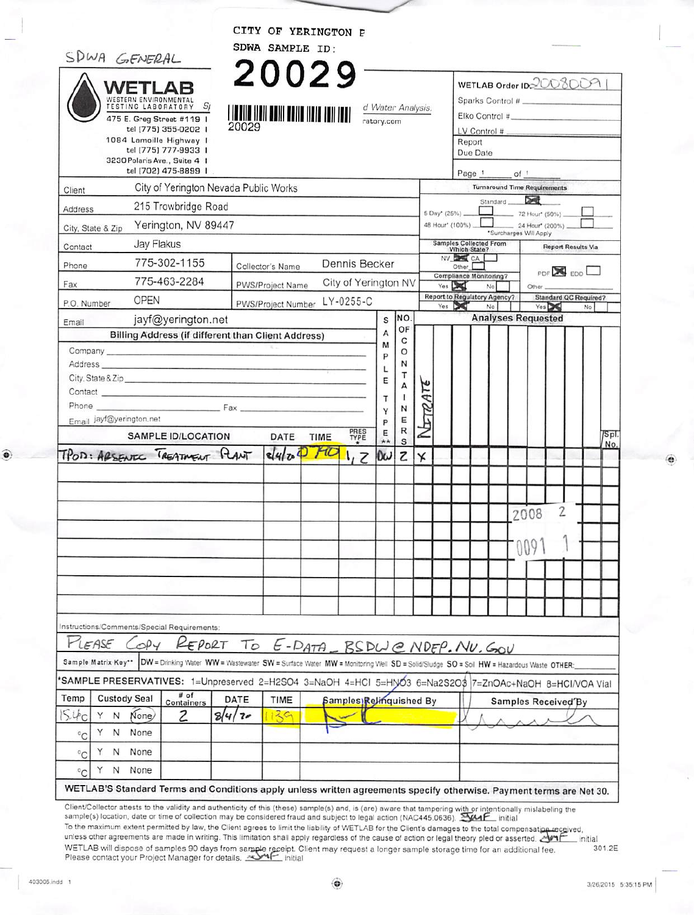SDWA GENERAL

CITY OF YERINGTON P

SDWA SAMPLE ID:

# 20029

20029

**WETLAB**
WESTERN ENVIRONMENTAL TESTING LABORATORY
475 E. Greg Street #119 | tel (775) 355-0202 |
1084 Lamoille Highway | tel (775) 777-9933 |
3230 Polaris Ave., Suite 4 | tel (702) 475-8899 |

d Water Analysis.
ratory.com

| | |
|---|---|
| WETLAB Order ID: | 2008091 |
| Sparks Control # | |
| Elko Control # | |
| LV Control # | |
| Report Due Date | |
| Page | 1 of 1 |

| | | | |
|---|---|---|---|
| Client | City of Yerington Nevada Public Works | | |
| Address | 215 Trowbridge Road | | |
| City, State & Zip | Yerington, NV 89447 | | |
| Contact | Jay Flakus | | |
| Phone | 775-302-1155 | Collector's Name | Dennis Becker |
| Fax | 775-463-2284 | PWS/Project Name | City of Yerington NV |
| P.O. Number | OPEN | PWS/Project Number | LY-0255-C |
| Email | jayf@yerington.net | | |

**Turnaround Time Requirements**
Standard [X]
5 Day* (25%) [ ] 72 Hour* (50%) [ ]
48 Hour* (100%) [ ] 24 Hour* (200%) [ ]
*Surcharges Will Apply

| Samples Collected From Which State? | Report Results Via |
|---|---|
| NV [X] CA [ ] Other [ ] | PDF [X] EDD [ ] Other |
| Compliance Monitoring? Yes [X] No [ ] | |
| Report to Regulatory Agency? Yes [X] No [ ] | Standard QC Required? Yes [X] No [ ] |

**Billing Address (if different than Client Address)**
Company
Address
City, State & Zip
Contact
Phone Fax
Email jayf@yerington.net

**Analyses Requested**

| SAMPLE ID/LOCATION | DATE | TIME | PRES TYPE* | SAMPLE TYPE** | NO. OF CONTAINERS | NITRATE | Spl. No. |
|---|---|---|---|---|---|---|---|
| TPOD: ARSENIC TREATMENT PLANT | 8/4/20 | 0710 | 1, 2 | DW | 2 | X | |

2008 2
0091 1

Instructions/Comments/Special Requirements:
PLEASE COPY REPORT TO E-DATA_BSDW@NDEP.NV.GOV

**Sample Matrix Key**** DW = Drinking Water WW = Wastewater SW = Surface Water MW = Monitoring Well SD = Solid/Sludge SO = Soil HW = Hazardous Waste OTHER:

***SAMPLE PRESERVATIVES:** 1=Unpreserved 2=H2SO4 3=NaOH 4=HCl 5=HNO3 6=Na2S2O3 7=ZnOAc+NaOH 8=HCl/VOA Vial

| Temp | Custody Seal | # of Containers | DATE | TIME | Samples Relinquished By | Samples Received By |
|---|---|---|---|---|---|---|
| 15.6°C | Y N None | 2 | 8/4/20 | 1139 | [signature] | [signature] |
| °C | Y N None | | | | | |
| °C | Y N None | | | | | |
| °C | Y N None | | | | | |

**WETLAB'S Standard Terms and Conditions apply unless written agreements specify otherwise. Payment terms are Net 30.**

Client/Collector attests to the validity and authenticity of this (these) sample(s) and, is (are) aware that tampering with or intentionally mislabeling the sample(s) location, date or time of collection may be considered fraud and subject to legal action (NAC445.0636). SMF initial

To the maximum extent permitted by law, the Client agrees to limit the liability of WETLAB for the Client's damages to the total compensation received, unless other agreements are made in writing. This limitation shall apply regardless of the cause of action or legal theory pled or asserted. SMF initial

WETLAB will dispose of samples 90 days from sample receipt. Client may request a longer sample storage time for an additional fee. Please contact your Project Manager for details. SMF initial

301.2E